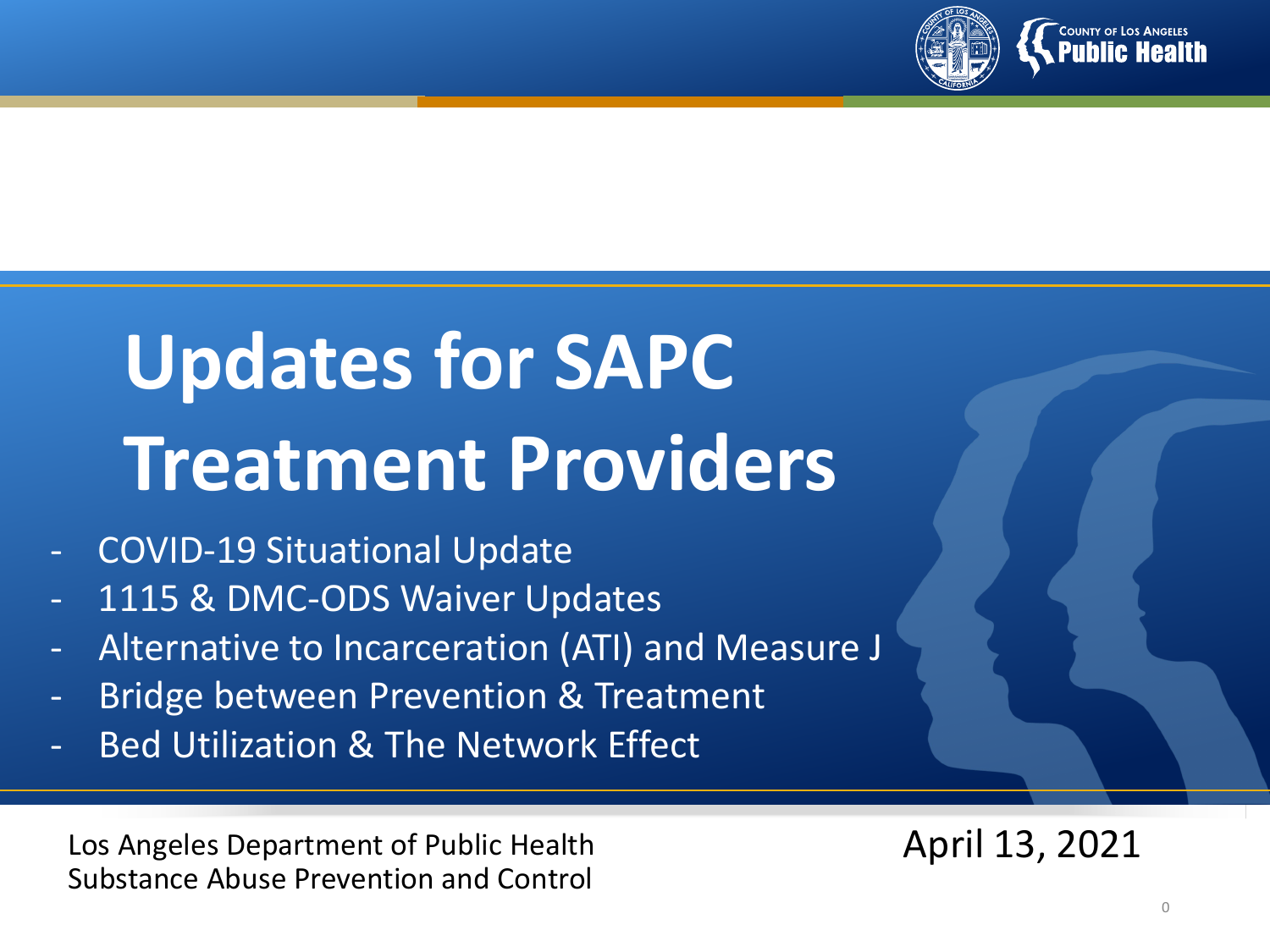# Updates for SAPC Treatment Providers

- COVID-19 Situational Update
- 1115 & DMC-ODS Waiver Updates
- Alternative to Incarceration (ATI) and Measure J
- Bridge between Prevention & Treatment
- Bed Utilization & The Network Effect

Los Angeles Department of Public Health
Substance Abuse Prevention and Control

April 13, 2021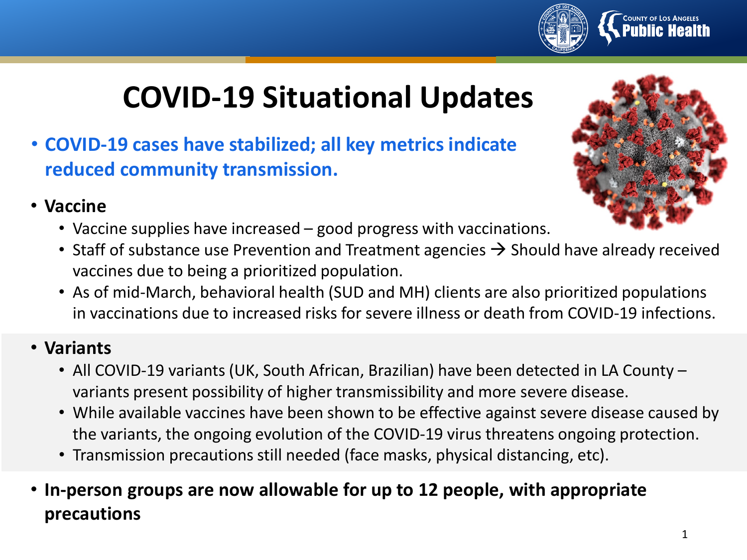# COVID-19 Situational Updates

- **COVID-19 cases have stabilized; all key metrics indicate reduced community transmission.**
- **Vaccine**
  - Vaccine supplies have increased – good progress with vaccinations.
  - Staff of substance use Prevention and Treatment agencies → Should have already received vaccines due to being a prioritized population.
  - As of mid-March, behavioral health (SUD and MH) clients are also prioritized populations in vaccinations due to increased risks for severe illness or death from COVID-19 infections.
- **Variants**
  - All COVID-19 variants (UK, South African, Brazilian) have been detected in LA County – variants present possibility of higher transmissibility and more severe disease.
  - While available vaccines have been shown to be effective against severe disease caused by the variants, the ongoing evolution of the COVID-19 virus threatens ongoing protection.
  - Transmission precautions still needed (face masks, physical distancing, etc).
- **In-person groups are now allowable for up to 12 people, with appropriate precautions**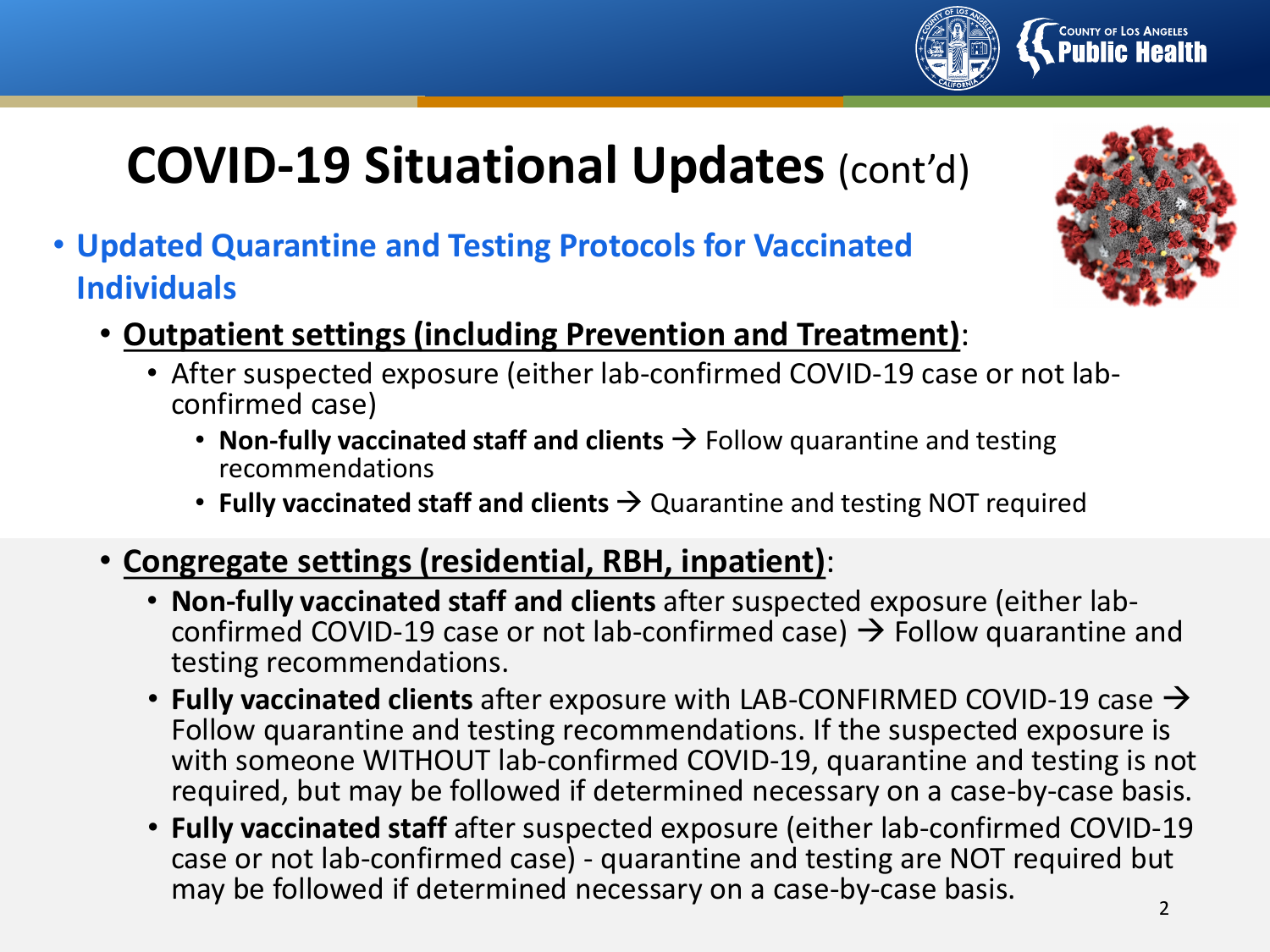# COVID-19 Situational Updates (cont'd)

- **Updated Quarantine and Testing Protocols for Vaccinated Individuals**
  - **Outpatient settings (including Prevention and Treatment)**:
    - After suspected exposure (either lab-confirmed COVID-19 case or not lab-confirmed case)
      - **Non-fully vaccinated staff and clients** → Follow quarantine and testing recommendations
      - **Fully vaccinated staff and clients** → Quarantine and testing NOT required
  - **Congregate settings (residential, RBH, inpatient)**:
    - **Non-fully vaccinated staff and clients** after suspected exposure (either lab-confirmed COVID-19 case or not lab-confirmed case) → Follow quarantine and testing recommendations.
    - **Fully vaccinated clients** after exposure with LAB-CONFIRMED COVID-19 case → Follow quarantine and testing recommendations. If the suspected exposure is with someone WITHOUT lab-confirmed COVID-19, quarantine and testing is not required, but may be followed if determined necessary on a case-by-case basis.
    - **Fully vaccinated staff** after suspected exposure (either lab-confirmed COVID-19 case or not lab-confirmed case) - quarantine and testing are NOT required but may be followed if determined necessary on a case-by-case basis.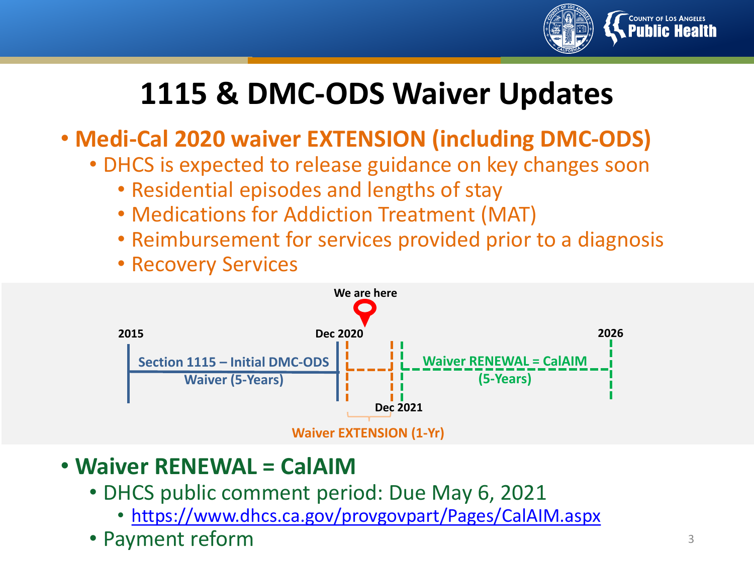# 1115 & DMC-ODS Waiver Updates

- **Medi-Cal 2020 waiver EXTENSION (including DMC-ODS)**
  - DHCS is expected to release guidance on key changes soon
    - Residential episodes and lengths of stay
    - Medications for Addiction Treatment (MAT)
    - Reimbursement for services provided prior to a diagnosis
    - Recovery Services

We are here

2015

Dec 2020

2026

Section 1115 – Initial DMC-ODS Waiver (5-Years)

Waiver RENEWAL = CalAIM (5-Years)

Dec 2021

Waiver EXTENSION (1-Yr)

- **Waiver RENEWAL = CalAIM**
  - DHCS public comment period: Due May 6, 2021
    - https://www.dhcs.ca.gov/provgovpart/Pages/CalAIM.aspx
  - Payment reform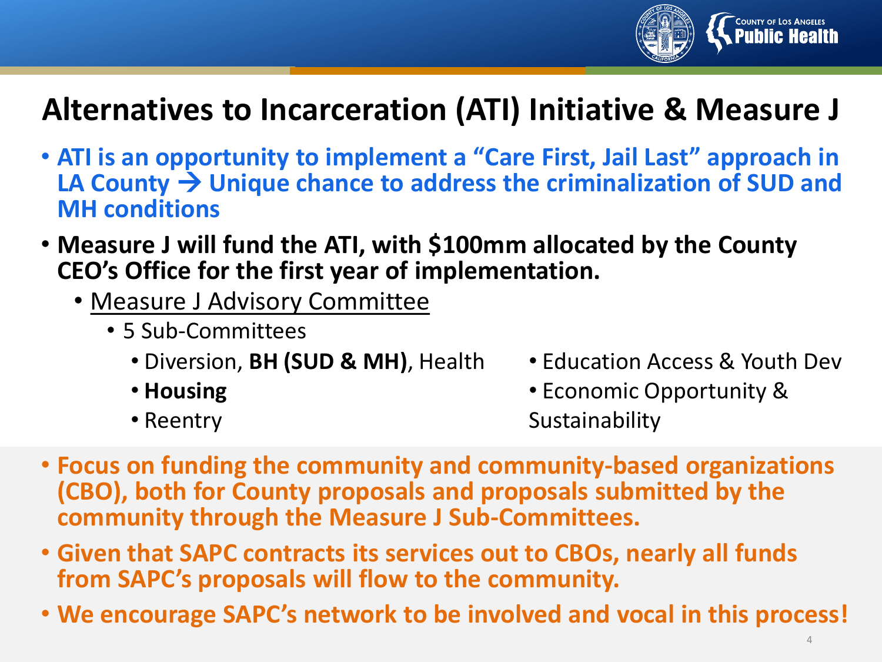# Alternatives to Incarceration (ATI) Initiative & Measure J

- **ATI is an opportunity to implement a "Care First, Jail Last" approach in LA County → Unique chance to address the criminalization of SUD and MH conditions**
- **Measure J will fund the ATI, with $100mm allocated by the County CEO's Office for the first year of implementation.**
  - Measure J Advisory Committee
    - 5 Sub-Committees
      - Diversion, **BH (SUD & MH)**, Health
      - **Housing**
      - Reentry
      - Education Access & Youth Dev
      - Economic Opportunity & Sustainability
- **Focus on funding the community and community-based organizations (CBO), both for County proposals and proposals submitted by the community through the Measure J Sub-Committees.**
- **Given that SAPC contracts its services out to CBOs, nearly all funds from SAPC's proposals will flow to the community.**
- **We encourage SAPC's network to be involved and vocal in this process!**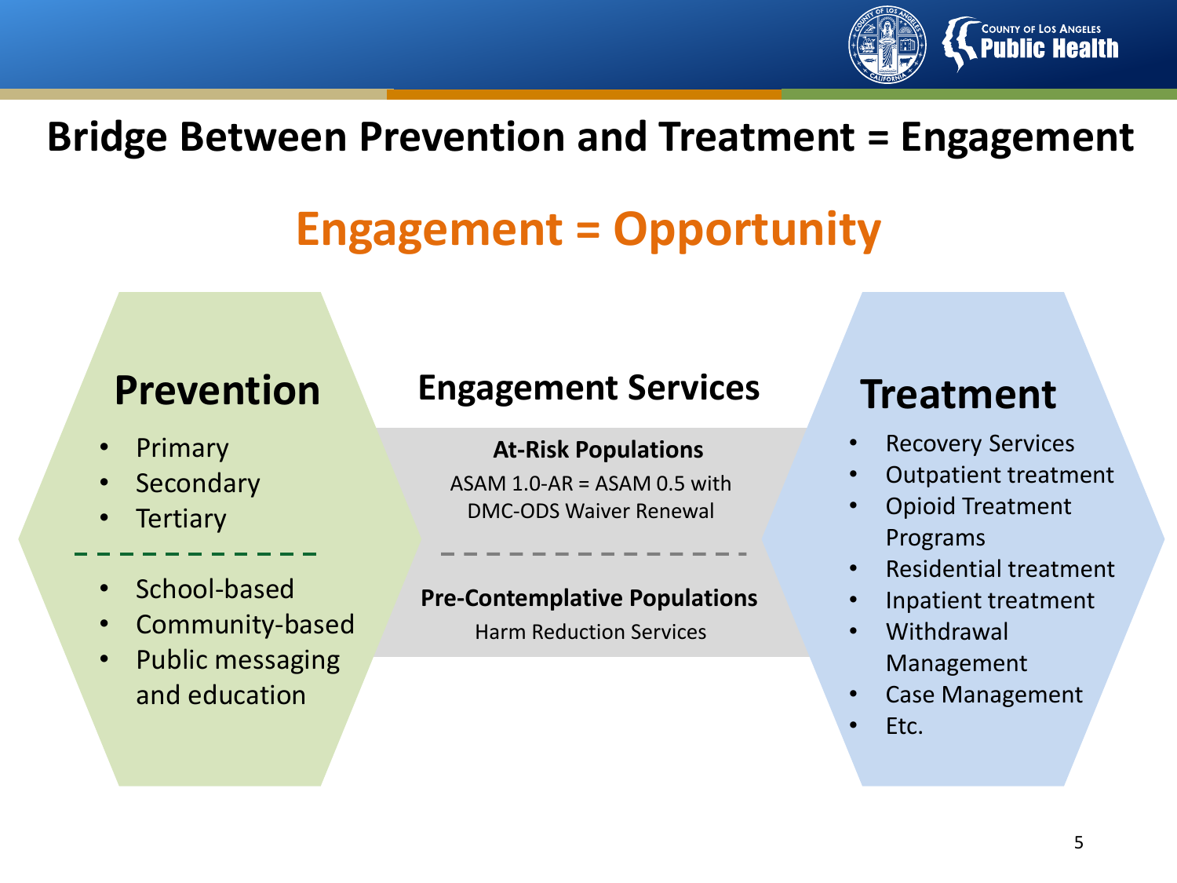# Bridge Between Prevention and Treatment = Engagement

## Engagement = Opportunity

### Prevention

- Primary
- Secondary
- Tertiary

---

- School-based
- Community-based
- Public messaging and education

### Engagement Services

**At-Risk Populations**

ASAM 1.0-AR = ASAM 0.5 with DMC-ODS Waiver Renewal

---

**Pre-Contemplative Populations**

Harm Reduction Services

### Treatment

- Recovery Services
- Outpatient treatment
- Opioid Treatment Programs
- Residential treatment
- Inpatient treatment
- Withdrawal Management
- Case Management
- Etc.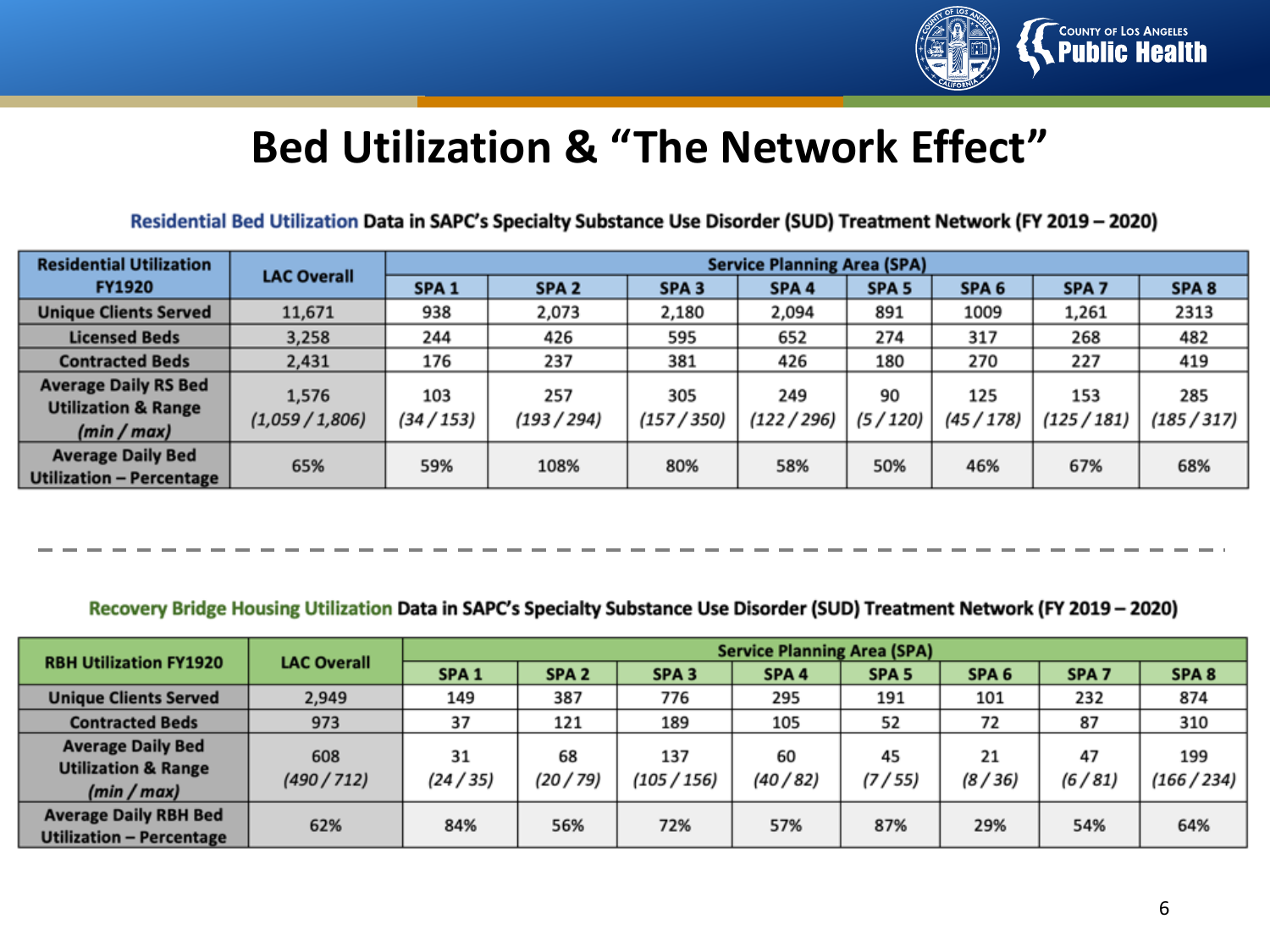# Bed Utilization & "The Network Effect"

**Residential Bed Utilization Data in SAPC's Specialty Substance Use Disorder (SUD) Treatment Network (FY 2019 – 2020)**

| Residential Utilization FY1920 | LAC Overall | Service Planning Area (SPA) | | | | | | | |
|---|---|---|---|---|---|---|---|---|---|
| | | SPA 1 | SPA 2 | SPA 3 | SPA 4 | SPA 5 | SPA 6 | SPA 7 | SPA 8 |
| Unique Clients Served | 11,671 | 938 | 2,073 | 2,180 | 2,094 | 891 | 1009 | 1,261 | 2313 |
| Licensed Beds | 3,258 | 244 | 426 | 595 | 652 | 274 | 317 | 268 | 482 |
| Contracted Beds | 2,431 | 176 | 237 | 381 | 426 | 180 | 270 | 227 | 419 |
| Average Daily RS Bed Utilization & Range *(min / max)* | 1,576 *(1,059 / 1,806)* | 103 *(34 / 153)* | 257 *(193 / 294)* | 305 *(157 / 350)* | 249 *(122 / 296)* | 90 *(5 / 120)* | 125 *(45 / 178)* | 153 *(125 / 181)* | 285 *(185 / 317)* |
| Average Daily Bed Utilization – Percentage | 65% | 59% | 108% | 80% | 58% | 50% | 46% | 67% | 68% |

**Recovery Bridge Housing Utilization Data in SAPC's Specialty Substance Use Disorder (SUD) Treatment Network (FY 2019 – 2020)**

| RBH Utilization FY1920 | LAC Overall | Service Planning Area (SPA) | | | | | | | |
|---|---|---|---|---|---|---|---|---|---|
| | | SPA 1 | SPA 2 | SPA 3 | SPA 4 | SPA 5 | SPA 6 | SPA 7 | SPA 8 |
| Unique Clients Served | 2,949 | 149 | 387 | 776 | 295 | 191 | 101 | 232 | 874 |
| Contracted Beds | 973 | 37 | 121 | 189 | 105 | 52 | 72 | 87 | 310 |
| Average Daily Bed Utilization & Range *(min / max)* | 608 *(490 / 712)* | 31 *(24 / 35)* | 68 *(20 / 79)* | 137 *(105 / 156)* | 60 *(40 / 82)* | 45 *(7 / 55)* | 21 *(8 / 36)* | 47 *(6 / 81)* | 199 *(166 / 234)* |
| Average Daily RBH Bed Utilization – Percentage | 62% | 84% | 56% | 72% | 57% | 87% | 29% | 54% | 64% |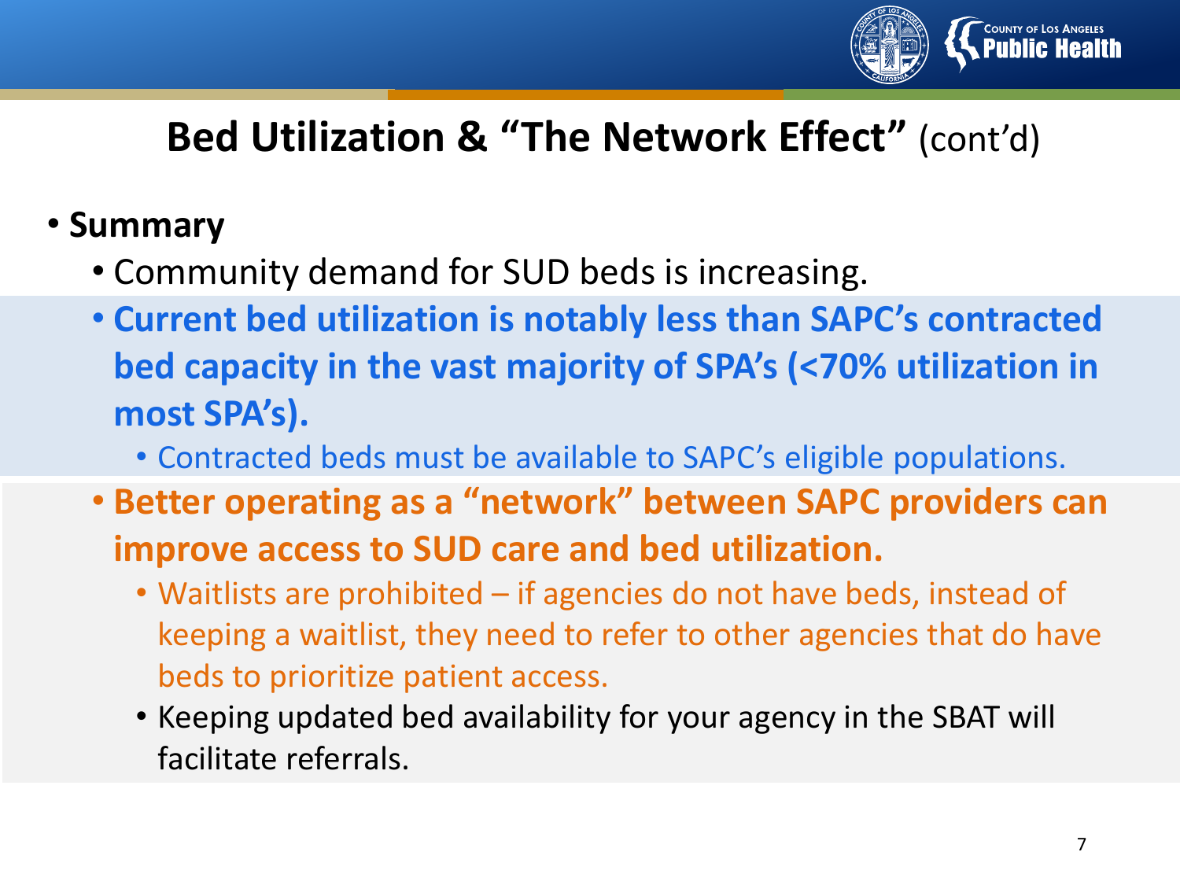# Bed Utilization & "The Network Effect" (cont'd)

- **Summary**
  - Community demand for SUD beds is increasing.
  - **Current bed utilization is notably less than SAPC's contracted bed capacity in the vast majority of SPA's (<70% utilization in most SPA's).**
    - Contracted beds must be available to SAPC's eligible populations.
  - **Better operating as a "network" between SAPC providers can improve access to SUD care and bed utilization.**
    - Waitlists are prohibited – if agencies do not have beds, instead of keeping a waitlist, they need to refer to other agencies that do have beds to prioritize patient access.
    - Keeping updated bed availability for your agency in the SBAT will facilitate referrals.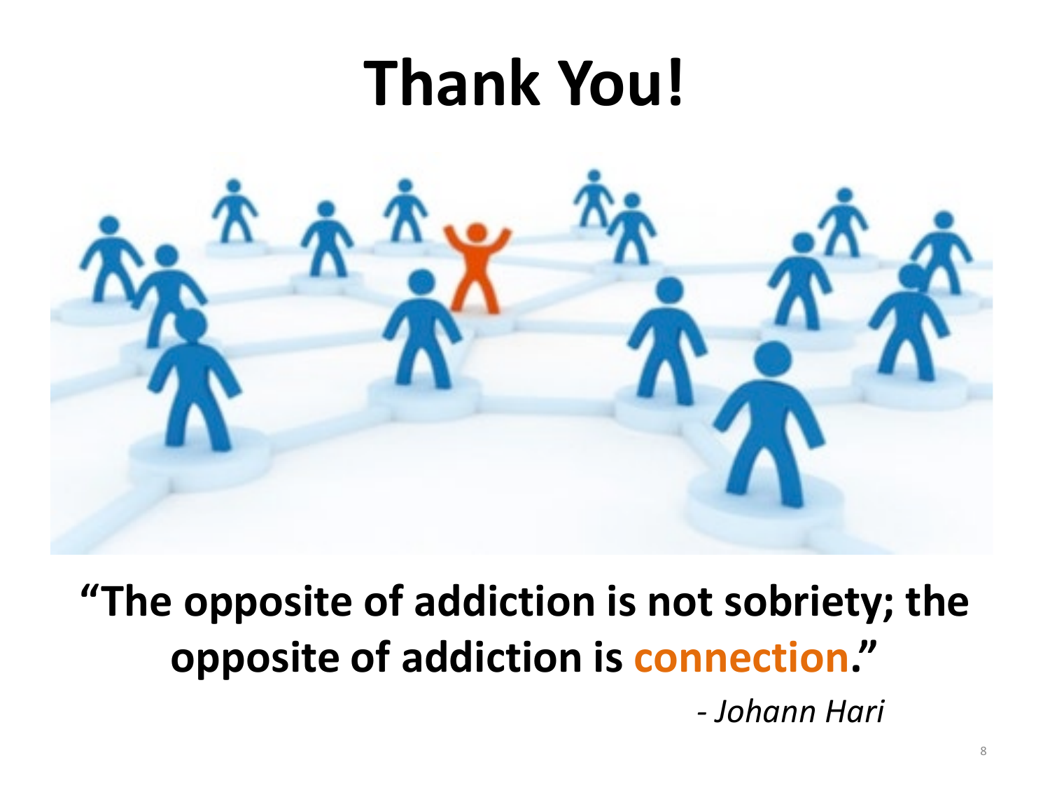# Thank You!

**"The opposite of addiction is not sobriety; the opposite of addiction is connection."**

*- Johann Hari*